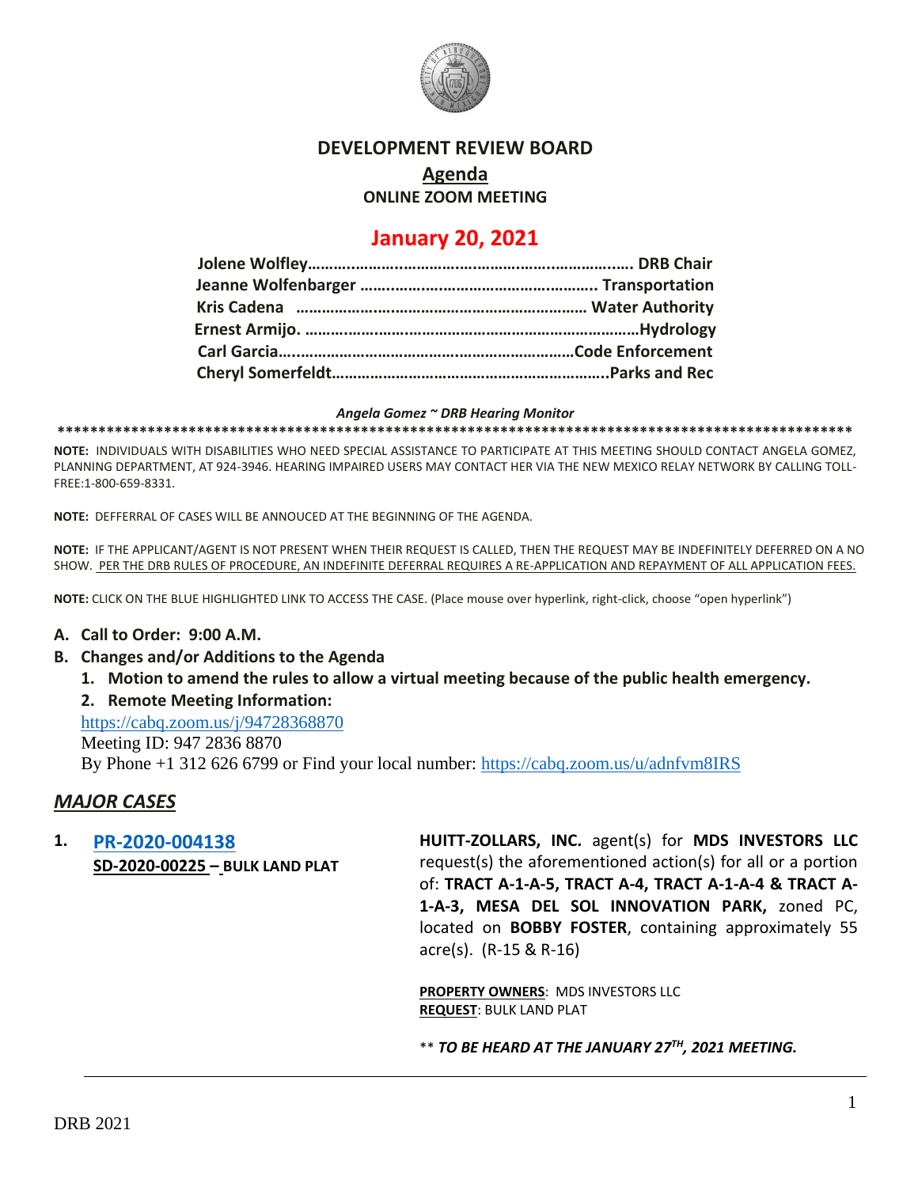# DEVELOPMENT REVIEW BOARD

## Agenda

### ONLINE ZOOM MEETING

## January 20, 2021

**Jolene Wolfley…………………………………………………………… DRB Chair**
**Jeanne Wolfenbarger ……………………………………………… Transportation**
**Kris Cadena ……………………………………………………… Water Authority**
**Ernest Armijo. ……………………………………………………………Hydrology**
**Carl Garcia………………………………………………………Code Enforcement**
**Cheryl Somerfeldt………………………………………………………Parks and Rec**

***Angela Gomez ~ DRB Hearing Monitor***

**********************************************************************************************************

**NOTE:** INDIVIDUALS WITH DISABILITIES WHO NEED SPECIAL ASSISTANCE TO PARTICIPATE AT THIS MEETING SHOULD CONTACT ANGELA GOMEZ, PLANNING DEPARTMENT, AT 924-3946. HEARING IMPAIRED USERS MAY CONTACT HER VIA THE NEW MEXICO RELAY NETWORK BY CALLING TOLL-FREE:1-800-659-8331.

**NOTE:** DEFFERRAL OF CASES WILL BE ANNOUCED AT THE BEGINNING OF THE AGENDA.

**NOTE:** IF THE APPLICANT/AGENT IS NOT PRESENT WHEN THEIR REQUEST IS CALLED, THEN THE REQUEST MAY BE INDEFINITELY DEFERRED ON A NO SHOW. PER THE DRB RULES OF PROCEDURE, AN INDEFINITE DEFERRAL REQUIRES A RE-APPLICATION AND REPAYMENT OF ALL APPLICATION FEES.

**NOTE:** CLICK ON THE BLUE HIGHLIGHTED LINK TO ACCESS THE CASE. (Place mouse over hyperlink, right-click, choose "open hyperlink")

**A. Call to Order: 9:00 A.M.**

**B. Changes and/or Additions to the Agenda**

1. **Motion to amend the rules to allow a virtual meeting because of the public health emergency.**
2. **Remote Meeting Information:**

https://cabq.zoom.us/j/94728368870
Meeting ID: 947 2836 8870
By Phone +1 312 626 6799 or Find your local number: https://cabq.zoom.us/u/adnfvm8IRS

## *MAJOR CASES*

**1. PR-2020-004138**
**SD-2020-00225 – BULK LAND PLAT**

**HUITT-ZOLLARS, INC.** agent(s) for **MDS INVESTORS LLC** request(s) the aforementioned action(s) for all or a portion of: **TRACT A-1-A-5, TRACT A-4, TRACT A-1-A-4 & TRACT A-1-A-3, MESA DEL SOL INNOVATION PARK,** zoned PC, located on **BOBBY FOSTER**, containing approximately 55 acre(s). (R-15 & R-16)

**PROPERTY OWNERS**: MDS INVESTORS LLC
**REQUEST**: BULK LAND PLAT

** ***TO BE HEARD AT THE JANUARY 27TH, 2021 MEETING.***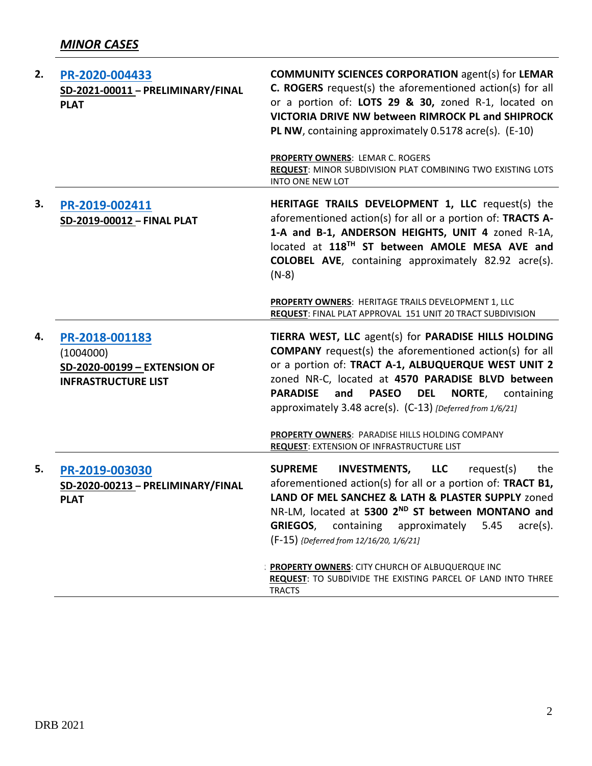## ***MINOR CASES***

| | | |
|---|---|---|
| **2.** | **PR-2020-004433**<br>**SD-2021-00011 – PRELIMINARY/FINAL PLAT** | **COMMUNITY SCIENCES CORPORATION** agent(s) for **LEMAR C. ROGERS** request(s) the aforementioned action(s) for all or a portion of: **LOTS 29 & 30,** zoned R-1, located on **VICTORIA DRIVE NW between RIMROCK PL and SHIPROCK PL NW**, containing approximately 0.5178 acre(s). (E-10)<br><br>**PROPERTY OWNERS**: LEMAR C. ROGERS<br>**REQUEST**: MINOR SUBDIVISION PLAT COMBINING TWO EXISTING LOTS INTO ONE NEW LOT |
| **3.** | **PR-2019-002411**<br>**SD-2019-00012 – FINAL PLAT** | **HERITAGE TRAILS DEVELOPMENT 1, LLC** request(s) the aforementioned action(s) for all or a portion of: **TRACTS A-1-A and B-1, ANDERSON HEIGHTS, UNIT 4** zoned R-1A, located at **118TH ST between AMOLE MESA AVE and COLOBEL AVE**, containing approximately 82.92 acre(s). (N-8)<br><br>**PROPERTY OWNERS**: HERITAGE TRAILS DEVELOPMENT 1, LLC<br>**REQUEST**: FINAL PLAT APPROVAL 151 UNIT 20 TRACT SUBDIVISION |
| **4.** | **PR-2018-001183**<br>(1004000)<br>**SD-2020-00199 – EXTENSION OF INFRASTRUCTURE LIST** | **TIERRA WEST, LLC** agent(s) for **PARADISE HILLS HOLDING COMPANY** request(s) the aforementioned action(s) for all or a portion of: **TRACT A-1, ALBUQUERQUE WEST UNIT 2** zoned NR-C, located at **4570 PARADISE BLVD between PARADISE and PASEO DEL NORTE**, containing approximately 3.48 acre(s). (C-13) *[Deferred from 1/6/21]*<br><br>**PROPERTY OWNERS**: PARADISE HILLS HOLDING COMPANY<br>**REQUEST**: EXTENSION OF INFRASTRUCTURE LIST |
| **5.** | **PR-2019-003030**<br>**SD-2020-00213 – PRELIMINARY/FINAL PLAT** | **SUPREME INVESTMENTS, LLC** request(s) the aforementioned action(s) for all or a portion of: **TRACT B1, LAND OF MEL SANCHEZ & LATH & PLASTER SUPPLY** zoned NR-LM, located at **5300 2ND ST between MONTANO and GRIEGOS**, containing approximately 5.45 acre(s). (F-15) *{Deferred from 12/16/20, 1/6/21]*<br><br>**PROPERTY OWNERS**: CITY CHURCH OF ALBUQUERQUE INC<br>**REQUEST**: TO SUBDIVIDE THE EXISTING PARCEL OF LAND INTO THREE TRACTS |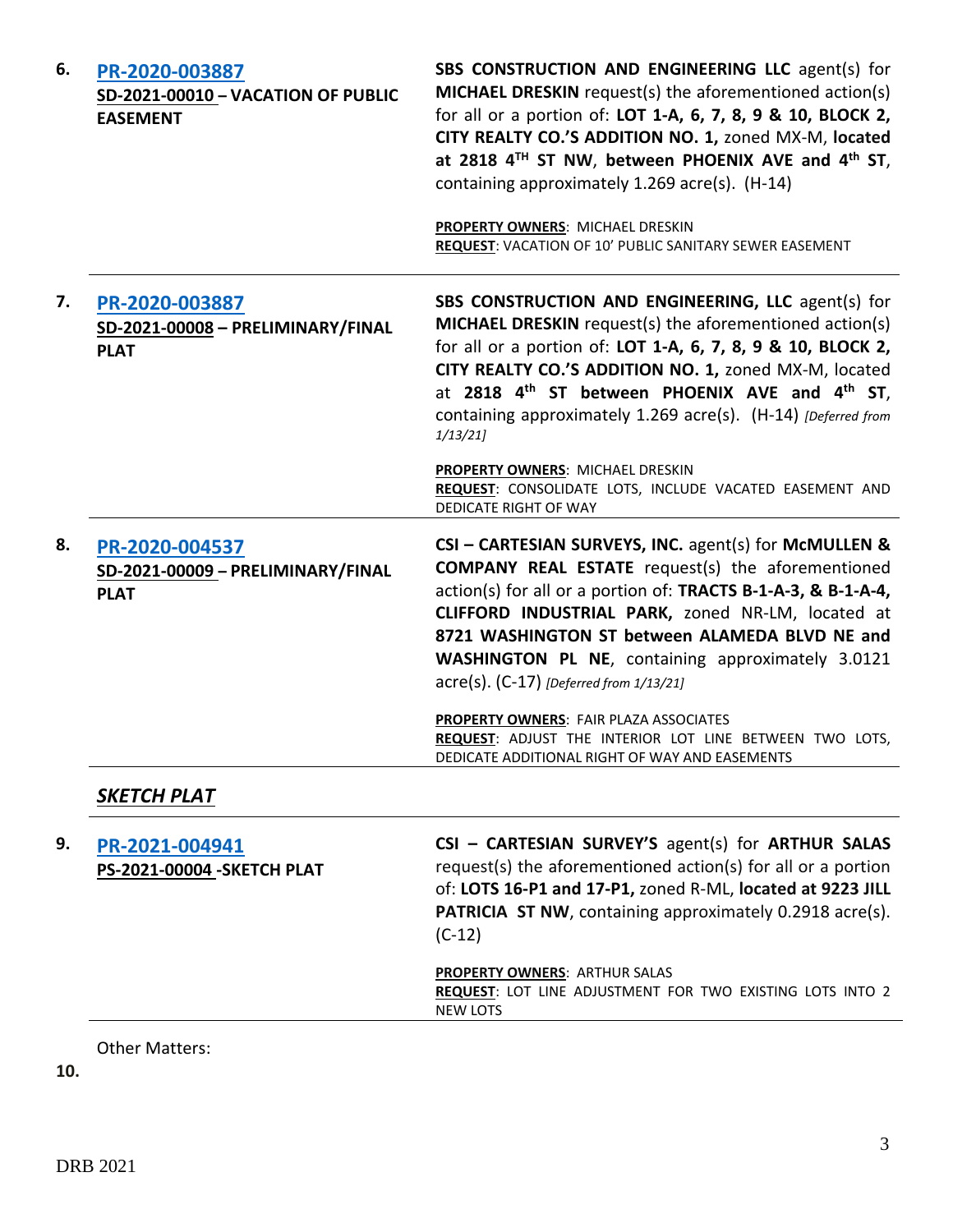| | | |
|---|---|---|
| **6.** | **PR-2020-003887**<br>**SD-2021-00010 – VACATION OF PUBLIC EASEMENT** | **SBS CONSTRUCTION AND ENGINEERING LLC** agent(s) for **MICHAEL DRESKIN** request(s) the aforementioned action(s) for all or a portion of: **LOT 1-A, 6, 7, 8, 9 & 10, BLOCK 2, CITY REALTY CO.'S ADDITION NO. 1,** zoned MX-M, **located at 2818 4TH ST NW**, **between PHOENIX AVE and 4th ST**, containing approximately 1.269 acre(s). (H-14)<br><br>**PROPERTY OWNERS**: MICHAEL DRESKIN<br>**REQUEST**: VACATION OF 10' PUBLIC SANITARY SEWER EASEMENT |
| **7.** | **PR-2020-003887**<br>**SD-2021-00008 – PRELIMINARY/FINAL PLAT** | **SBS CONSTRUCTION AND ENGINEERING, LLC** agent(s) for **MICHAEL DRESKIN** request(s) the aforementioned action(s) for all or a portion of: **LOT 1-A, 6, 7, 8, 9 & 10, BLOCK 2, CITY REALTY CO.'S ADDITION NO. 1,** zoned MX-M, located at **2818 4th ST between PHOENIX AVE and 4th ST**, containing approximately 1.269 acre(s). (H-14) *[Deferred from 1/13/21]*<br><br>**PROPERTY OWNERS**: MICHAEL DRESKIN<br>**REQUEST**: CONSOLIDATE LOTS, INCLUDE VACATED EASEMENT AND DEDICATE RIGHT OF WAY |
| **8.** | **PR-2020-004537**<br>**SD-2021-00009 – PRELIMINARY/FINAL PLAT** | **CSI – CARTESIAN SURVEYS, INC.** agent(s) for **McMULLEN & COMPANY REAL ESTATE** request(s) the aforementioned action(s) for all or a portion of: **TRACTS B-1-A-3, & B-1-A-4, CLIFFORD INDUSTRIAL PARK,** zoned NR-LM, located at **8721 WASHINGTON ST between ALAMEDA BLVD NE and WASHINGTON PL NE**, containing approximately 3.0121 acre(s). (C-17) *[Deferred from 1/13/21]*<br><br>**PROPERTY OWNERS**: FAIR PLAZA ASSOCIATES<br>**REQUEST**: ADJUST THE INTERIOR LOT LINE BETWEEN TWO LOTS, DEDICATE ADDITIONAL RIGHT OF WAY AND EASEMENTS |

## *SKETCH PLAT*

| | | |
|---|---|---|
| **9.** | **PR-2021-004941**<br>**PS-2021-00004 -SKETCH PLAT** | **CSI – CARTESIAN SURVEY'S** agent(s) for **ARTHUR SALAS** request(s) the aforementioned action(s) for all or a portion of: **LOTS 16-P1 and 17-P1,** zoned R-ML, **located at 9223 JILL PATRICIA ST NW**, containing approximately 0.2918 acre(s). (C-12)<br><br>**PROPERTY OWNERS**: ARTHUR SALAS<br>**REQUEST**: LOT LINE ADJUSTMENT FOR TWO EXISTING LOTS INTO 2 NEW LOTS |

Other Matters:

**10.**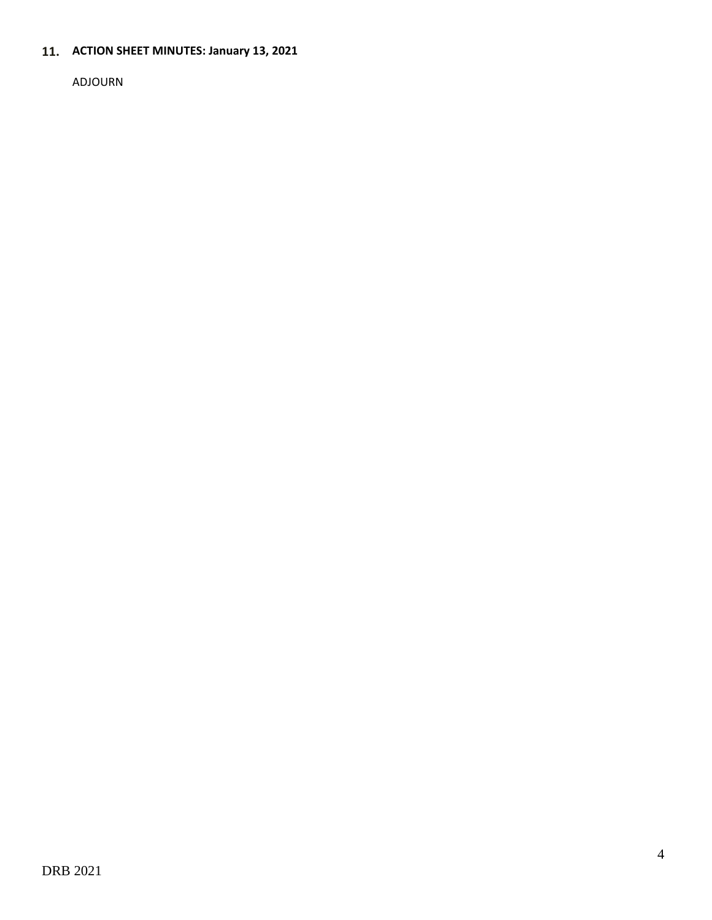11. **ACTION SHEET MINUTES: January 13, 2021**

ADJOURN